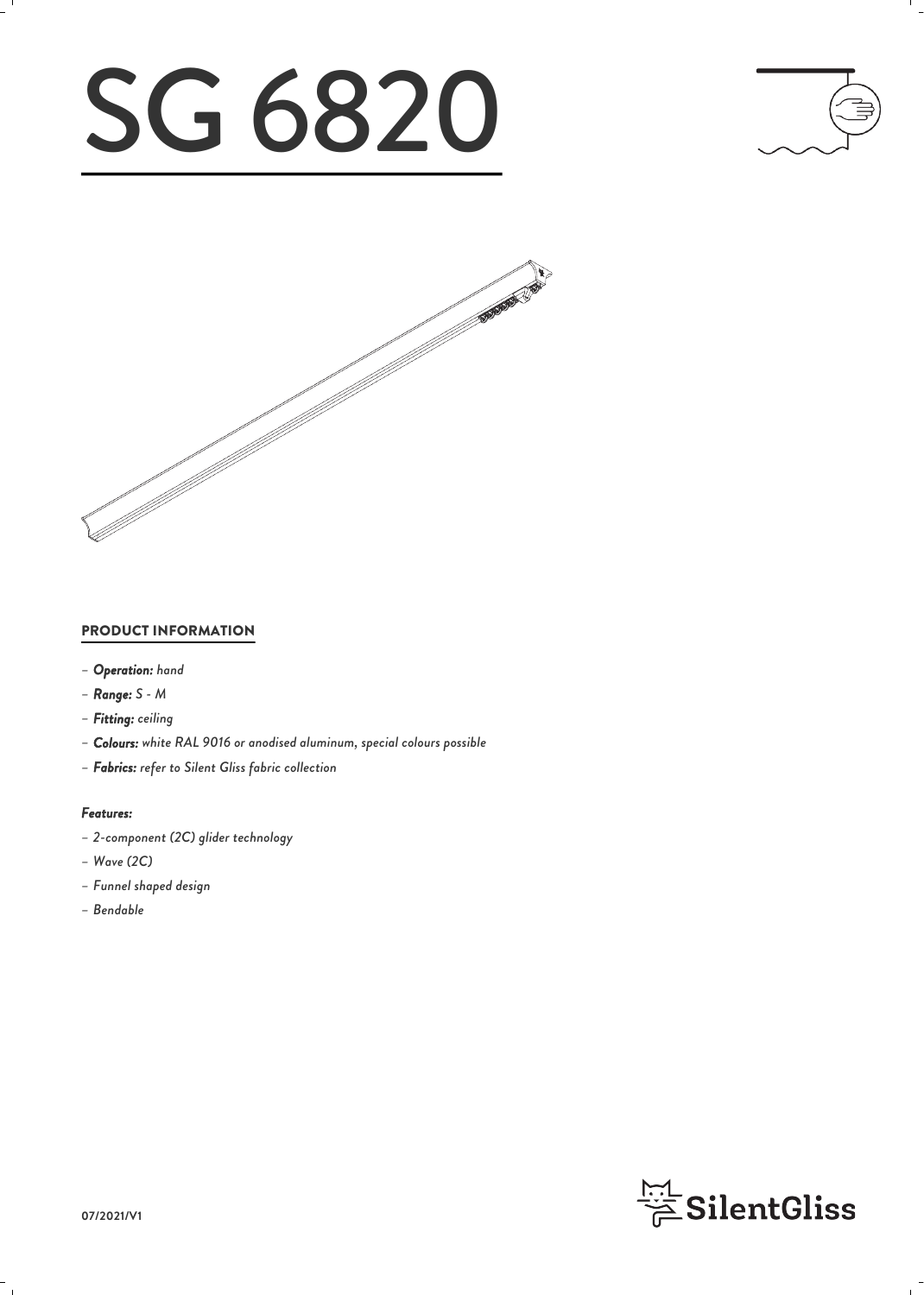# SG 6820

## PRODUCT INFORMATION

- ***Operation:*** *hand*
- ***Range:*** *S - M*
- ***Fitting:*** *ceiling*
- ***Colours:*** *white RAL 9016 or anodised aluminum, special colours possible*
- ***Fabrics:*** *refer to Silent Gliss fabric collection*

***Features:***

- *2-component (2C) glider technology*
- *Wave (2C)*
- *Funnel shaped design*
- *Bendable*

07/2021/V1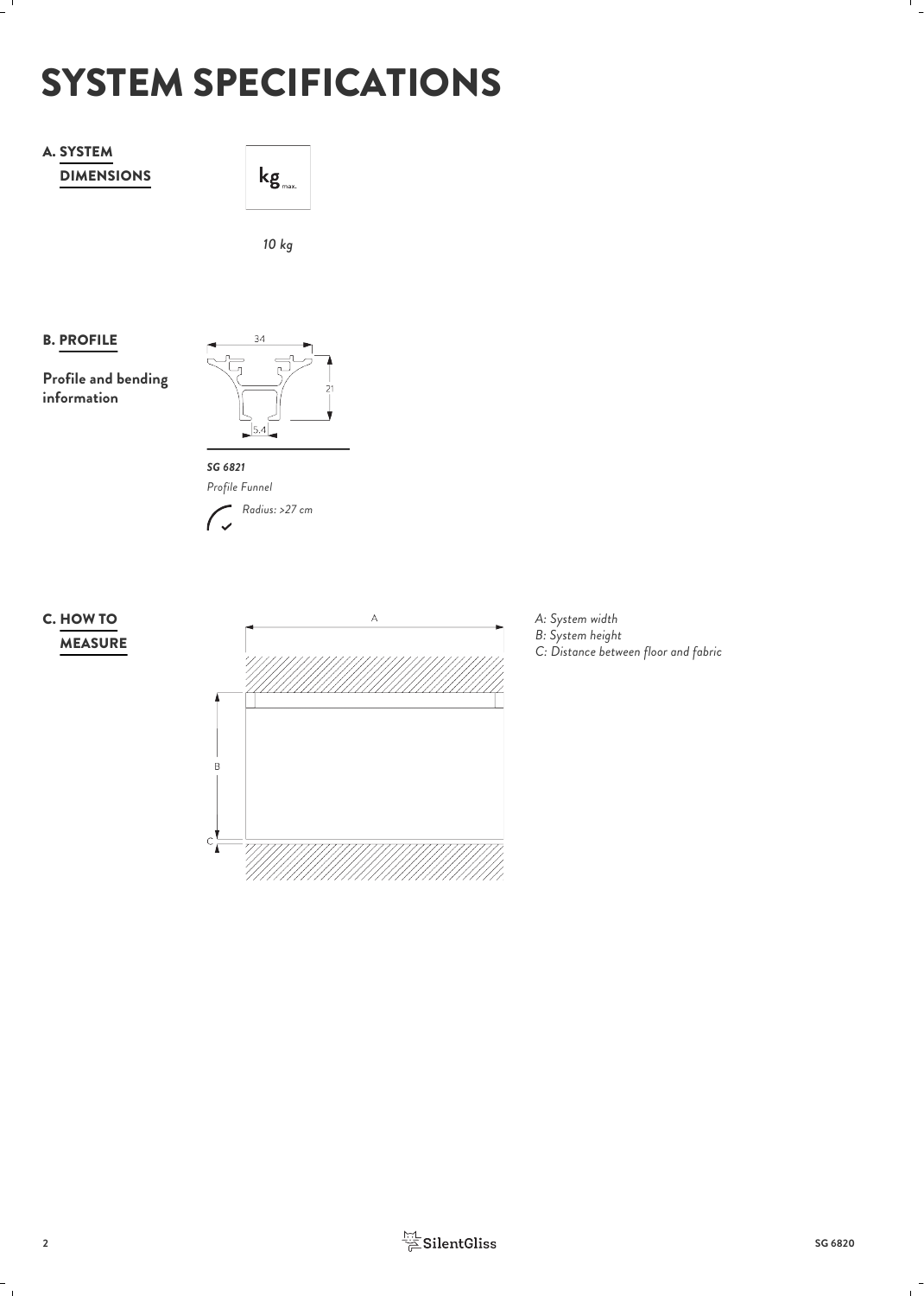# SYSTEM SPECIFICATIONS

## A. SYSTEM DIMENSIONS

kg max.

*10 kg*

## B. PROFILE

**Profile and bending information**

34

21

5.4

***SG 6821***

*Profile Funnel*

*Radius: >27 cm*

## C. HOW TO MEASURE

A

B

C

*A: System width*
*B: System height*
*C: Distance between floor and fabric*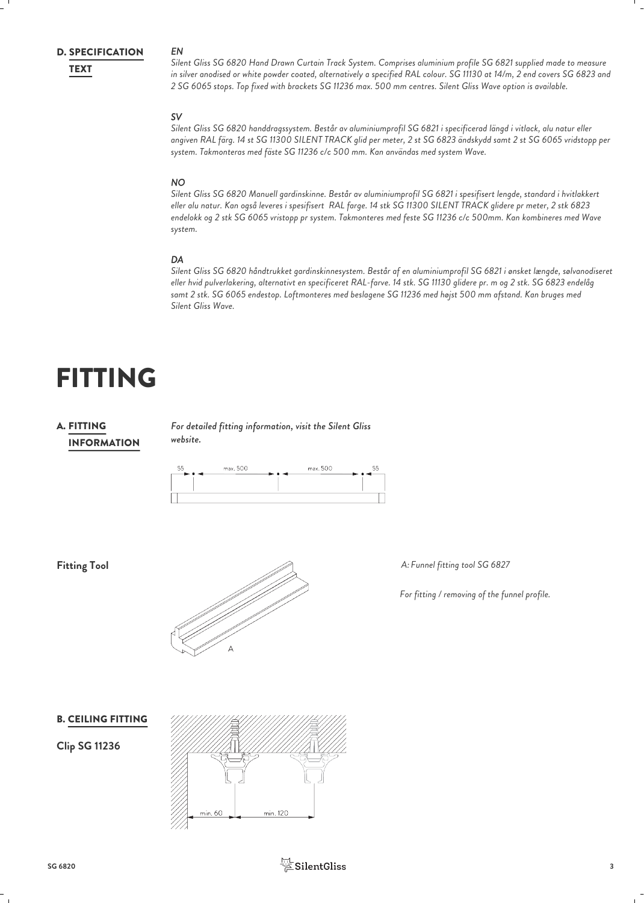## D. SPECIFICATION TEXT

***EN***

*Silent Gliss SG 6820 Hand Drawn Curtain Track System. Comprises aluminium profile SG 6821 supplied made to measure in silver anodised or white powder coated, alternatively a specified RAL colour. SG 11130 at 14/m, 2 end covers SG 6823 and 2 SG 6065 stops. Top fixed with brackets SG 11236 max. 500 mm centres. Silent Gliss Wave option is available.*

***SV***

*Silent Gliss SG 6820 handdragssystem. Består av aluminiumprofil SG 6821 i specificerad längd i vitlack, alu natur eller angiven RAL färg. 14 st SG 11300 SILENT TRACK glid per meter, 2 st SG 6823 ändskydd samt 2 st SG 6065 vridstopp per system. Takmonteras med fäste SG 11236 c/c 500 mm. Kan användas med system Wave.*

***NO***

*Silent Gliss SG 6820 Manuell gardinskinne. Består av aluminiumprofil SG 6821 i spesifisert lengde, standard i hvitlakkert eller alu natur. Kan også leveres i spesifisert RAL farge. 14 stk SG 11300 SILENT TRACK glidere pr meter, 2 stk 6823 endelokk og 2 stk SG 6065 vristopp pr system. Takmonteres med feste SG 11236 c/c 500mm. Kan kombineres med Wave system.*

***DA***

*Silent Gliss SG 6820 håndtrukket gardinskinnesystem. Består af en aluminiumprofil SG 6821 i ønsket længde, sølvanodiseret eller hvid pulverlakering, alternativt en specificeret RAL-farve. 14 stk. SG 11130 glidere pr. m og 2 stk. SG 6823 endelåg samt 2 stk. SG 6065 endestop. Loftmonteres med beslagene SG 11236 med højst 500 mm afstand. Kan bruges med Silent Gliss Wave.*

# FITTING

## A. FITTING INFORMATION

*For detailed fitting information, visit the Silent Gliss website.*

55 max. 500 max. 500 55

**Fitting Tool**

A

*A: Funnel fitting tool SG 6827*

*For fitting / removing of the funnel profile.*

## B. CEILING FITTING

**Clip SG 11236**

min. 60 min. 120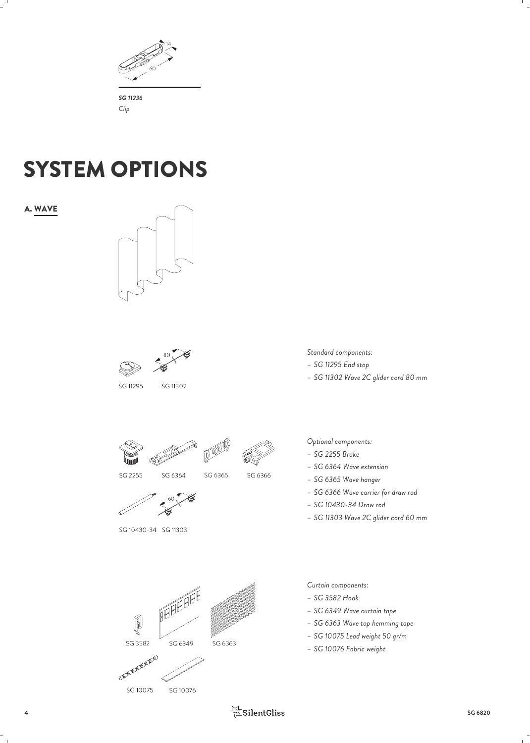14

60

***SG 11236***
*Clip*

# SYSTEM OPTIONS

## A. WAVE

80

SG 11295 SG 11302

*Standard components:*
- *SG 11295 End stop*
- *SG 11302 Wave 2C glider cord 80 mm*

SG 2255 SG 6364 SG 6365 SG 6366

60

SG 10430-34 SG 11303

*Optional components:*
- *SG 2255 Brake*
- *SG 6364 Wave extension*
- *SG 6365 Wave hanger*
- *SG 6366 Wave carrier for draw rod*
- *SG 10430-34 Draw rod*
- *SG 11303 Wave 2C glider cord 60 mm*

SG 3582 SG 6349 SG 6363

SG 10075 SG 10076

*Curtain components:*
- *SG 3582 Hook*
- *SG 6349 Wave curtain tape*
- *SG 6363 Wave top hemming tape*
- *SG 10075 Lead weight 50 gr/m*
- *SG 10076 Fabric weight*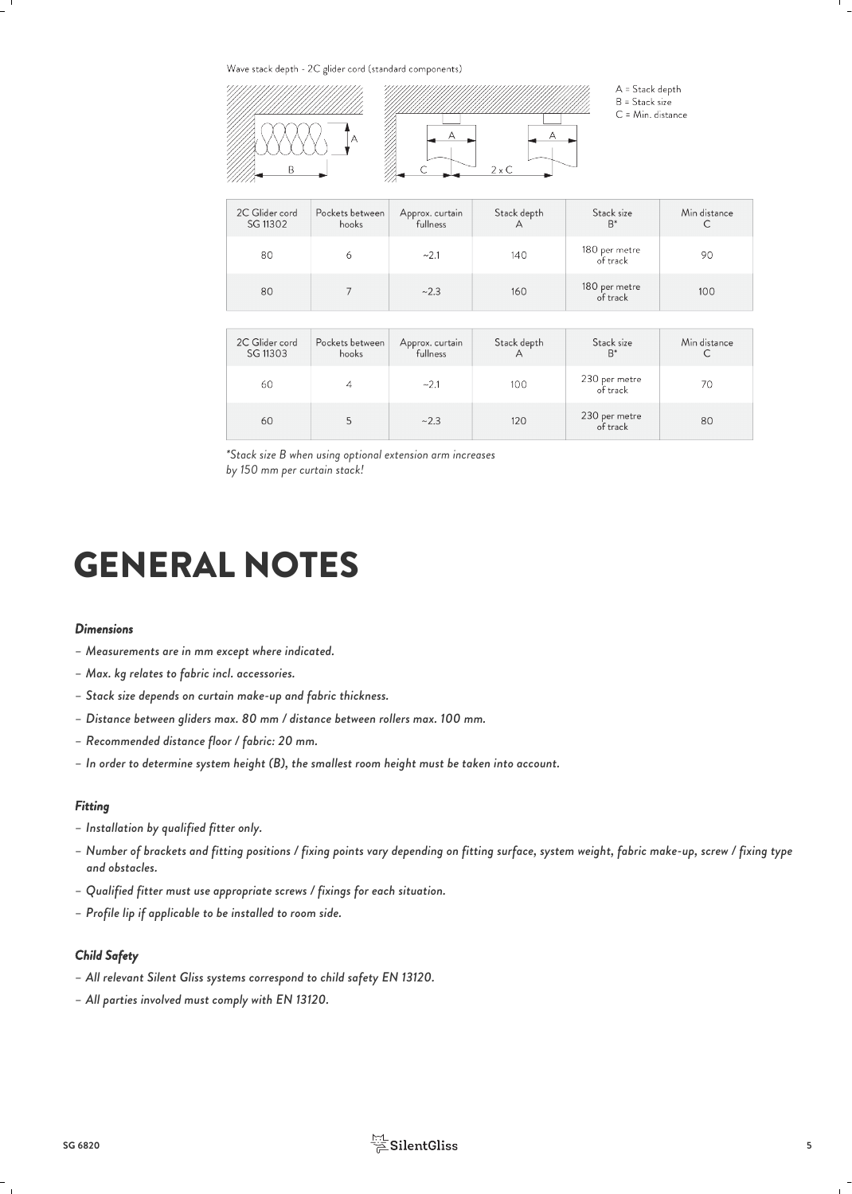Wave stack depth - 2C glider cord (standard components)

A = Stack depth
B = Stack size
C = Min. distance

| 2C Glider cord SG 11302 | Pockets between hooks | Approx. curtain fullness | Stack depth A | Stack size B* | Min distance C |
|---|---|---|---|---|---|
| 80 | 6 | ~2.1 | 140 | 180 per metre of track | 90 |
| 80 | 7 | ~2.3 | 160 | 180 per metre of track | 100 |

| 2C Glider cord SG 11303 | Pockets between hooks | Approx. curtain fullness | Stack depth A | Stack size B* | Min distance C |
|---|---|---|---|---|---|
| 60 | 4 | ~2.1 | 100 | 230 per metre of track | 70 |
| 60 | 5 | ~2.3 | 120 | 230 per metre of track | 80 |

*\*Stack size B when using optional extension arm increases by 150 mm per curtain stack!*

# GENERAL NOTES

### *Dimensions*

- *Measurements are in mm except where indicated.*
- *Max. kg relates to fabric incl. accessories.*
- *Stack size depends on curtain make-up and fabric thickness.*
- *Distance between gliders max. 80 mm / distance between rollers max. 100 mm.*
- *Recommended distance floor / fabric: 20 mm.*
- *In order to determine system height (B), the smallest room height must be taken into account.*

### *Fitting*

- *Installation by qualified fitter only.*
- *Number of brackets and fitting positions / fixing points vary depending on fitting surface, system weight, fabric make-up, screw / fixing type and obstacles.*
- *Qualified fitter must use appropriate screws / fixings for each situation.*
- *Profile lip if applicable to be installed to room side.*

### *Child Safety*

- *All relevant Silent Gliss systems correspond to child safety EN 13120.*
- *All parties involved must comply with EN 13120.*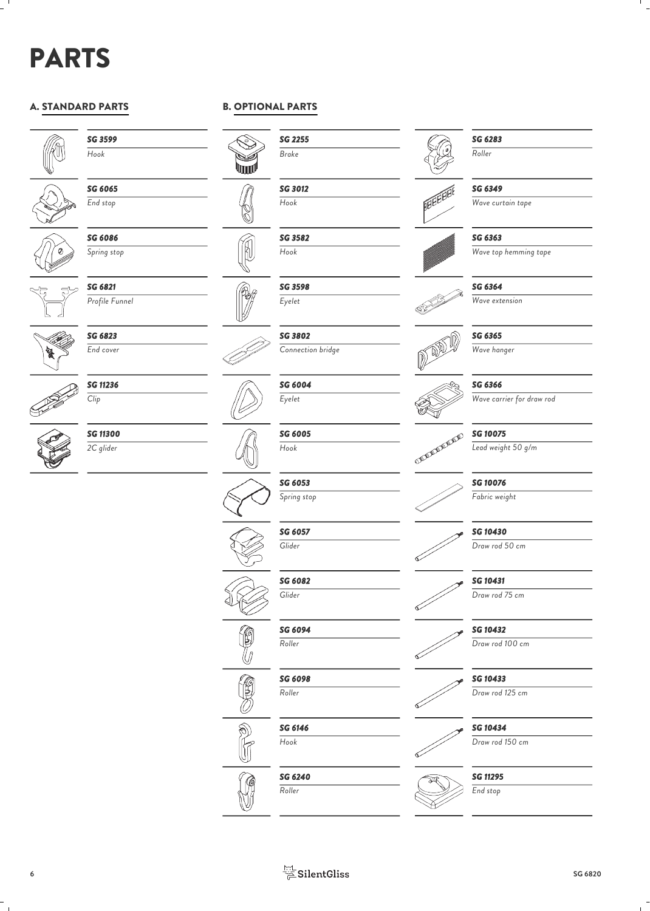# PARTS

## A. STANDARD PARTS

| | |
|---|---|
| **SG 3599** | *Hook* |
| **SG 6065** | *End stop* |
| **SG 6086** | *Spring stop* |
| **SG 6821** | *Profile Funnel* |
| **SG 6823** | *End cover* |
| **SG 11236** | *Clip* |
| **SG 11300** | *2C glider* |

## B. OPTIONAL PARTS

| | |
|---|---|
| **SG 2255** | *Brake* |
| **SG 3012** | *Hook* |
| **SG 3582** | *Hook* |
| **SG 3598** | *Eyelet* |
| **SG 3802** | *Connection bridge* |
| **SG 6004** | *Eyelet* |
| **SG 6005** | *Hook* |
| **SG 6053** | *Spring stop* |
| **SG 6057** | *Glider* |
| **SG 6082** | *Glider* |
| **SG 6094** | *Roller* |
| **SG 6098** | *Roller* |
| **SG 6146** | *Hook* |
| **SG 6240** | *Roller* |
| **SG 6283** | *Roller* |
| **SG 6349** | *Wave curtain tape* |
| **SG 6363** | *Wave top hemming tape* |
| **SG 6364** | *Wave extension* |
| **SG 6365** | *Wave hanger* |
| **SG 6366** | *Wave carrier for draw rod* |
| **SG 10075** | *Lead weight 50 g/m* |
| **SG 10076** | *Fabric weight* |
| **SG 10430** | *Draw rod 50 cm* |
| **SG 10431** | *Draw rod 75 cm* |
| **SG 10432** | *Draw rod 100 cm* |
| **SG 10433** | *Draw rod 125 cm* |
| **SG 10434** | *Draw rod 150 cm* |
| **SG 11295** | *End stop* |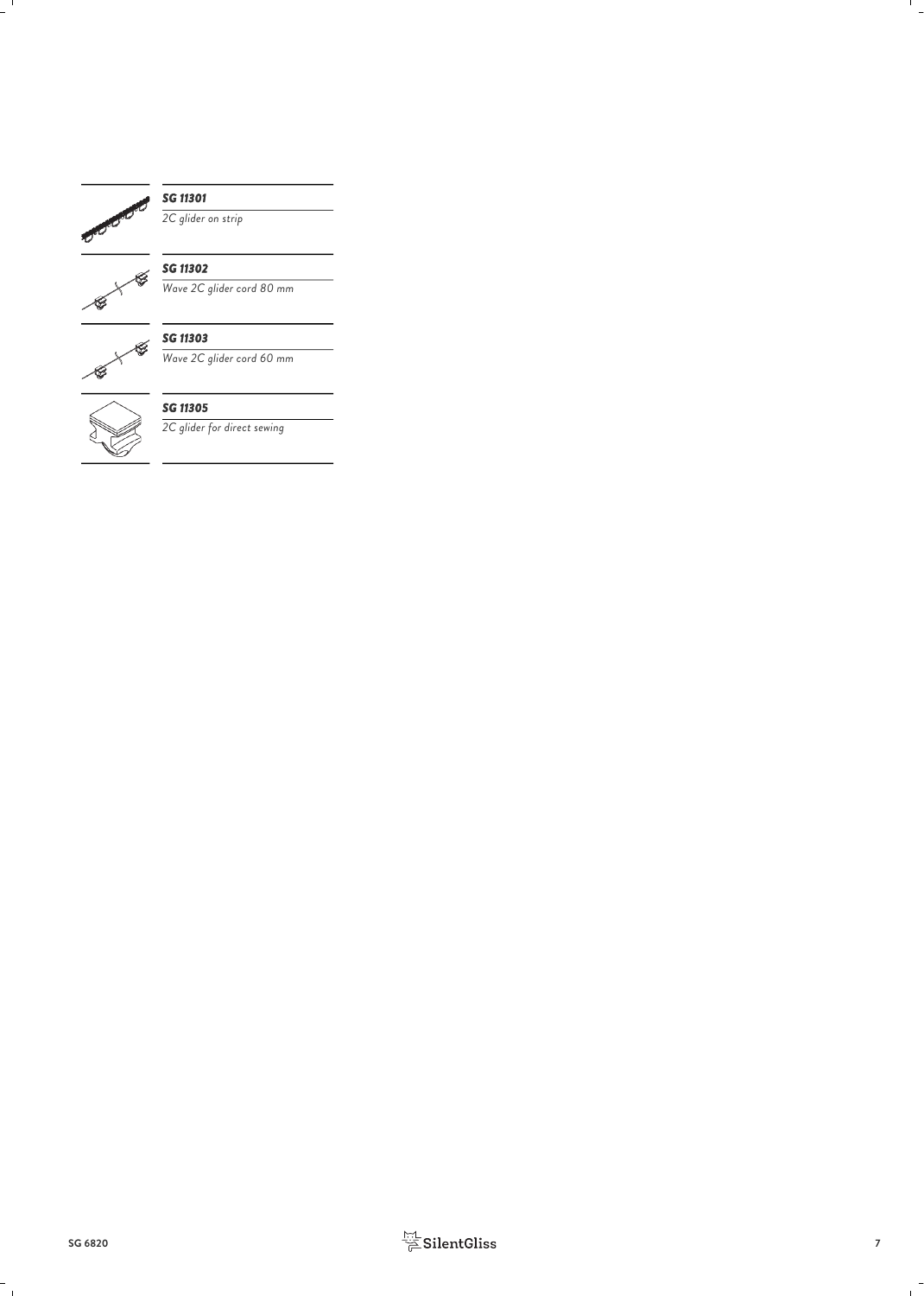***SG 11301***

*2C glider on strip*

***SG 11302***

*Wave 2C glider cord 80 mm*

***SG 11303***

*Wave 2C glider cord 60 mm*

***SG 11305***

*2C glider for direct sewing*